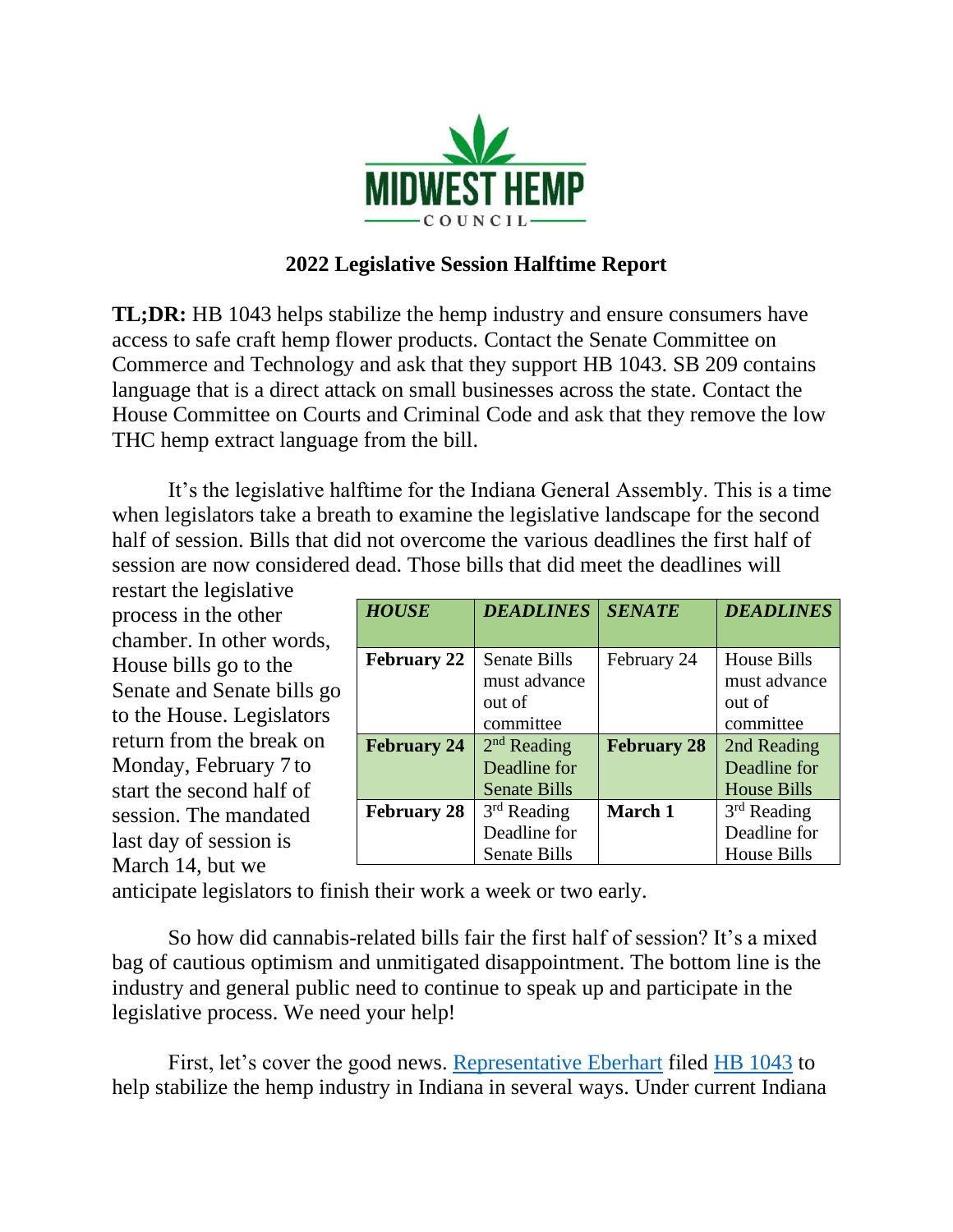MIDWEST HEMP COUNCIL

## 2022 Legislative Session Halftime Report

**TL;DR:** HB 1043 helps stabilize the hemp industry and ensure consumers have access to safe craft hemp flower products. Contact the Senate Committee on Commerce and Technology and ask that they support HB 1043. SB 209 contains language that is a direct attack on small businesses across the state. Contact the House Committee on Courts and Criminal Code and ask that they remove the low THC hemp extract language from the bill.

It's the legislative halftime for the Indiana General Assembly. This is a time when legislators take a breath to examine the legislative landscape for the second half of session. Bills that did not overcome the various deadlines the first half of session are now considered dead. Those bills that did meet the deadlines will restart the legislative process in the other chamber. In other words, House bills go to the Senate and Senate bills go to the House. Legislators return from the break on Monday, February 7 to start the second half of session. The mandated last day of session is March 14, but we anticipate legislators to finish their work a week or two early.

| ***HOUSE*** | ***DEADLINES*** | ***SENATE*** | ***DEADLINES*** |
|---|---|---|---|
| **February 22** | Senate Bills must advance out of committee | February 24 | House Bills must advance out of committee |
| **February 24** | 2nd Reading Deadline for Senate Bills | **February 28** | 2nd Reading Deadline for House Bills |
| **February 28** | 3rd Reading Deadline for Senate Bills | **March 1** | 3rd Reading Deadline for House Bills |

So how did cannabis-related bills fair the first half of session? It's a mixed bag of cautious optimism and unmitigated disappointment. The bottom line is the industry and general public need to continue to speak up and participate in the legislative process. We need your help!

First, let's cover the good news. Representative Eberhart filed HB 1043 to help stabilize the hemp industry in Indiana in several ways. Under current Indiana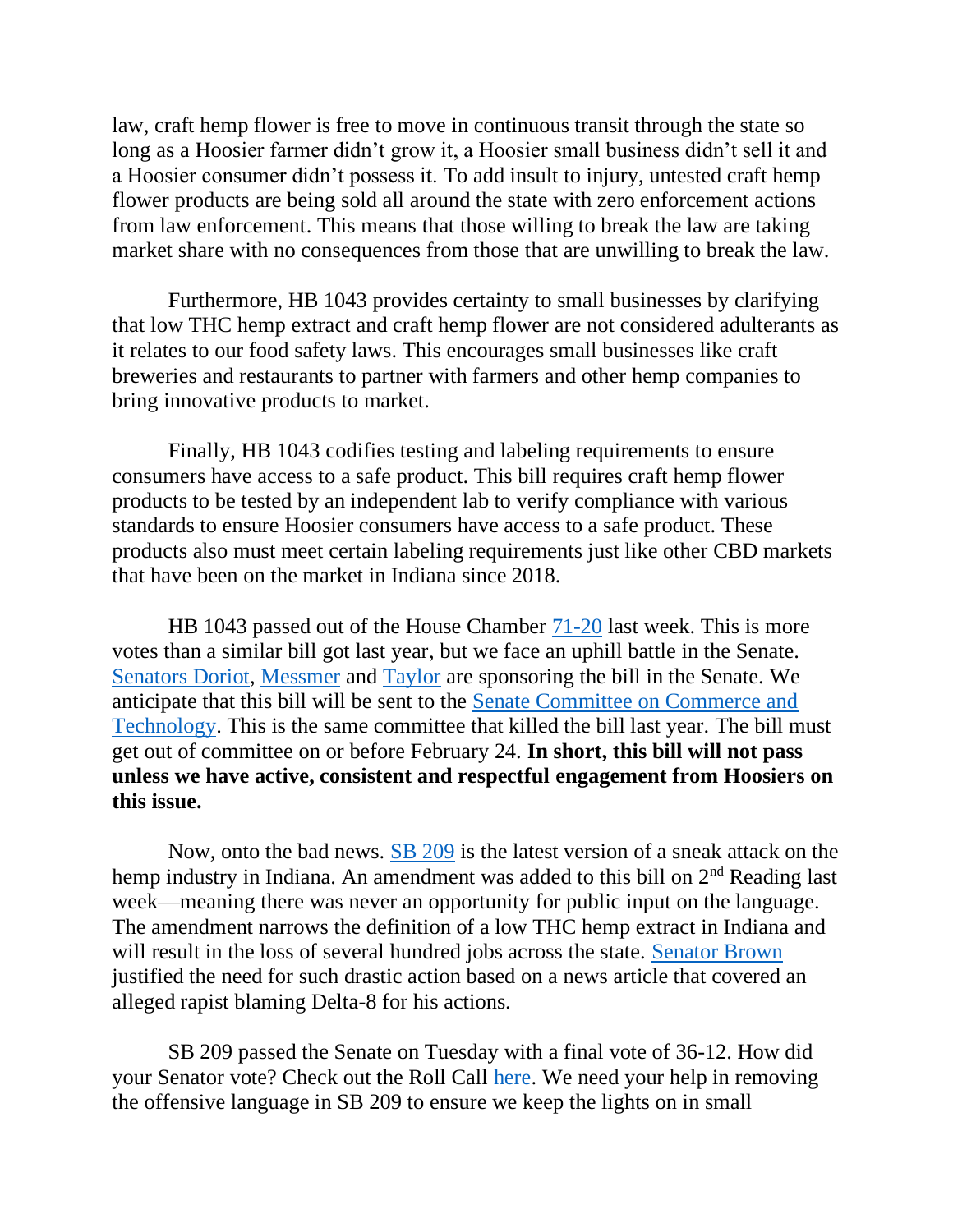law, craft hemp flower is free to move in continuous transit through the state so long as a Hoosier farmer didn't grow it, a Hoosier small business didn't sell it and a Hoosier consumer didn't possess it. To add insult to injury, untested craft hemp flower products are being sold all around the state with zero enforcement actions from law enforcement. This means that those willing to break the law are taking market share with no consequences from those that are unwilling to break the law.

Furthermore, HB 1043 provides certainty to small businesses by clarifying that low THC hemp extract and craft hemp flower are not considered adulterants as it relates to our food safety laws. This encourages small businesses like craft breweries and restaurants to partner with farmers and other hemp companies to bring innovative products to market.

Finally, HB 1043 codifies testing and labeling requirements to ensure consumers have access to a safe product. This bill requires craft hemp flower products to be tested by an independent lab to verify compliance with various standards to ensure Hoosier consumers have access to a safe product. These products also must meet certain labeling requirements just like other CBD markets that have been on the market in Indiana since 2018.

HB 1043 passed out of the House Chamber 71-20 last week. This is more votes than a similar bill got last year, but we face an uphill battle in the Senate. Senators Doriot, Messmer and Taylor are sponsoring the bill in the Senate. We anticipate that this bill will be sent to the Senate Committee on Commerce and Technology. This is the same committee that killed the bill last year. The bill must get out of committee on or before February 24. **In short, this bill will not pass unless we have active, consistent and respectful engagement from Hoosiers on this issue.**

Now, onto the bad news. SB 209 is the latest version of a sneak attack on the hemp industry in Indiana. An amendment was added to this bill on 2nd Reading last week—meaning there was never an opportunity for public input on the language. The amendment narrows the definition of a low THC hemp extract in Indiana and will result in the loss of several hundred jobs across the state. Senator Brown justified the need for such drastic action based on a news article that covered an alleged rapist blaming Delta-8 for his actions.

SB 209 passed the Senate on Tuesday with a final vote of 36-12. How did your Senator vote? Check out the Roll Call here. We need your help in removing the offensive language in SB 209 to ensure we keep the lights on in small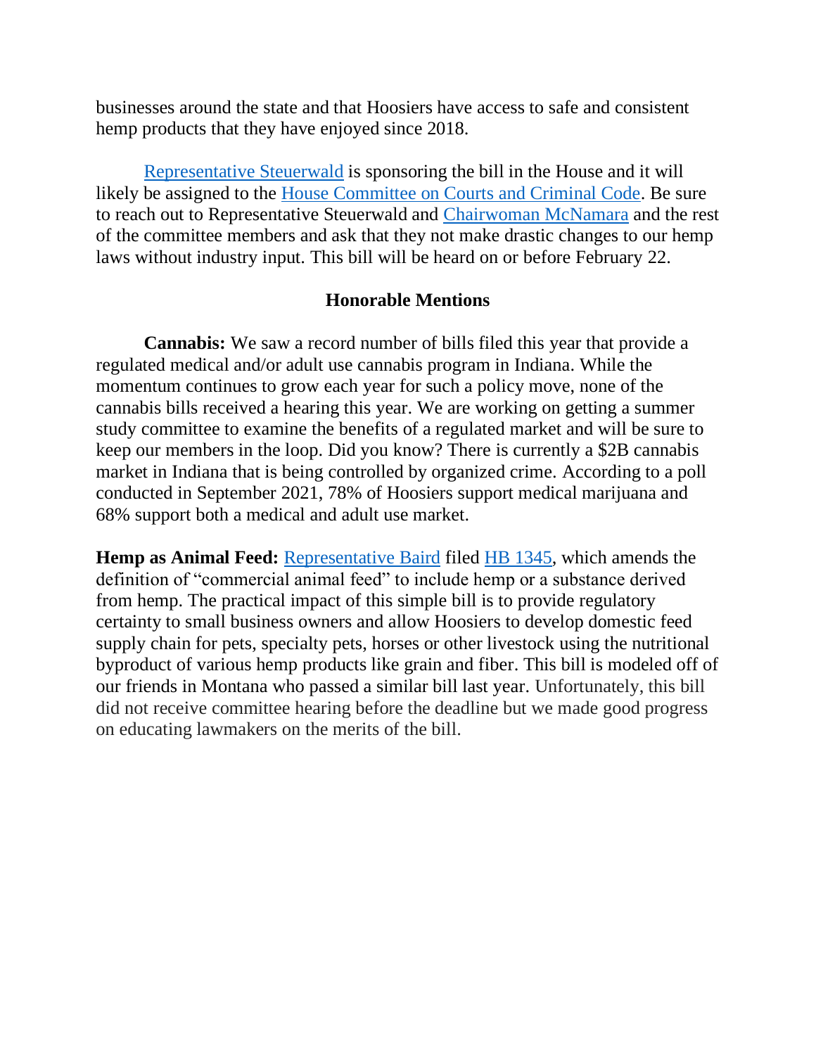businesses around the state and that Hoosiers have access to safe and consistent hemp products that they have enjoyed since 2018.

Representative Steuerwald is sponsoring the bill in the House and it will likely be assigned to the House Committee on Courts and Criminal Code. Be sure to reach out to Representative Steuerwald and Chairwoman McNamara and the rest of the committee members and ask that they not make drastic changes to our hemp laws without industry input. This bill will be heard on or before February 22.

## Honorable Mentions

**Cannabis:** We saw a record number of bills filed this year that provide a regulated medical and/or adult use cannabis program in Indiana. While the momentum continues to grow each year for such a policy move, none of the cannabis bills received a hearing this year. We are working on getting a summer study committee to examine the benefits of a regulated market and will be sure to keep our members in the loop. Did you know? There is currently a $2B cannabis market in Indiana that is being controlled by organized crime. According to a poll conducted in September 2021, 78% of Hoosiers support medical marijuana and 68% support both a medical and adult use market.

**Hemp as Animal Feed:** Representative Baird filed HB 1345, which amends the definition of "commercial animal feed" to include hemp or a substance derived from hemp. The practical impact of this simple bill is to provide regulatory certainty to small business owners and allow Hoosiers to develop domestic feed supply chain for pets, specialty pets, horses or other livestock using the nutritional byproduct of various hemp products like grain and fiber. This bill is modeled off of our friends in Montana who passed a similar bill last year. Unfortunately, this bill did not receive committee hearing before the deadline but we made good progress on educating lawmakers on the merits of the bill.